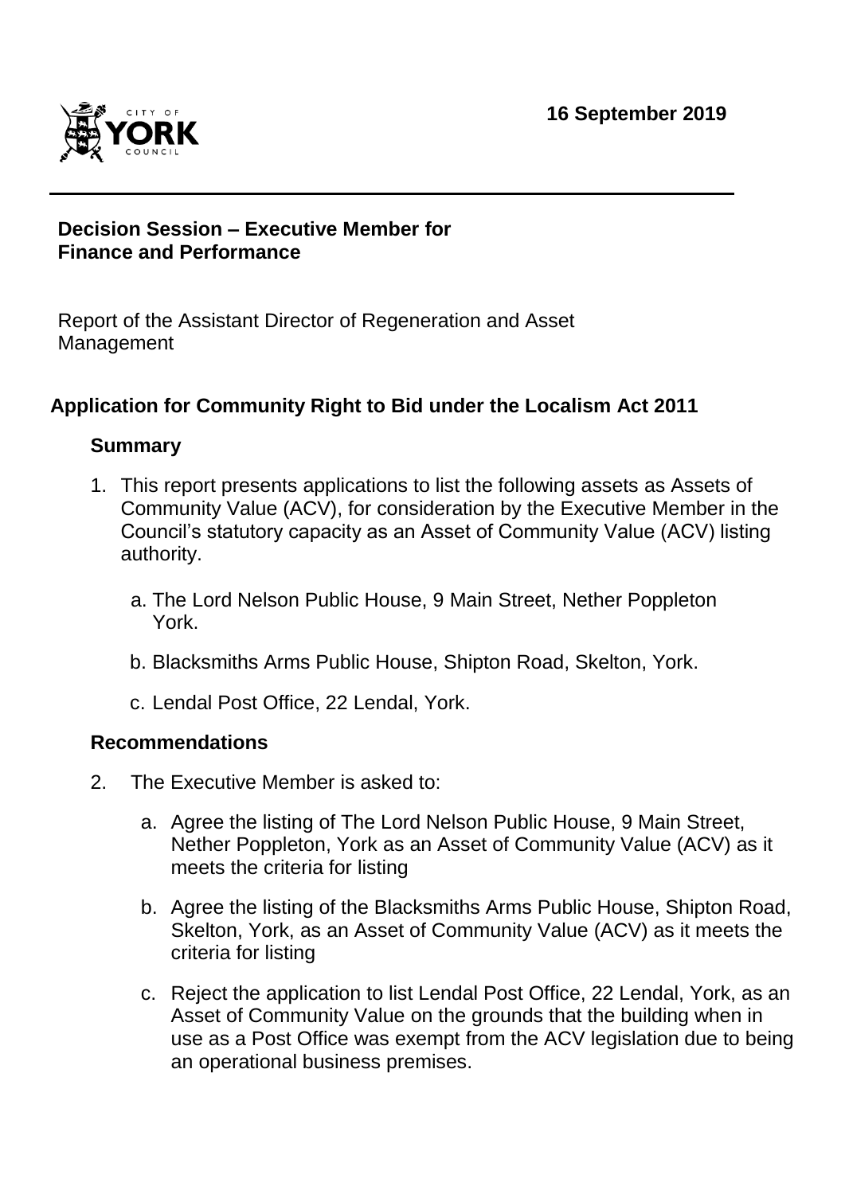16 September 2019

**Decision Session – Executive Member for Finance and Performance**

Report of the Assistant Director of Regeneration and Asset Management

## Application for Community Right to Bid under the Localism Act 2011

### Summary

1. This report presents applications to list the following assets as Assets of Community Value (ACV), for consideration by the Executive Member in the Council's statutory capacity as an Asset of Community Value (ACV) listing authority.

   a. The Lord Nelson Public House, 9 Main Street, Nether Poppleton York.

   b. Blacksmiths Arms Public House, Shipton Road, Skelton, York.

   c. Lendal Post Office, 22 Lendal, York.

### Recommendations

2. The Executive Member is asked to:

   a. Agree the listing of The Lord Nelson Public House, 9 Main Street, Nether Poppleton, York as an Asset of Community Value (ACV) as it meets the criteria for listing

   b. Agree the listing of the Blacksmiths Arms Public House, Shipton Road, Skelton, York, as an Asset of Community Value (ACV) as it meets the criteria for listing

   c. Reject the application to list Lendal Post Office, 22 Lendal, York, as an Asset of Community Value on the grounds that the building when in use as a Post Office was exempt from the ACV legislation due to being an operational business premises.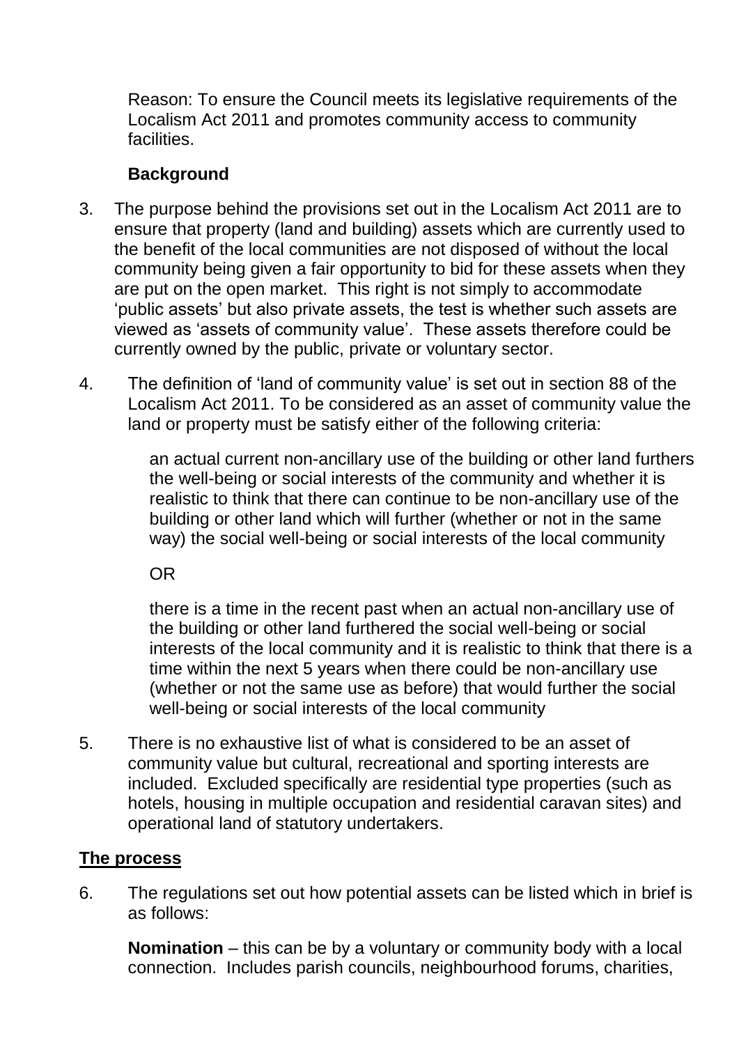Reason: To ensure the Council meets its legislative requirements of the Localism Act 2011 and promotes community access to community facilities.

**Background**

3. The purpose behind the provisions set out in the Localism Act 2011 are to ensure that property (land and building) assets which are currently used to the benefit of the local communities are not disposed of without the local community being given a fair opportunity to bid for these assets when they are put on the open market. This right is not simply to accommodate 'public assets' but also private assets, the test is whether such assets are viewed as 'assets of community value'. These assets therefore could be currently owned by the public, private or voluntary sector.

4. The definition of 'land of community value' is set out in section 88 of the Localism Act 2011. To be considered as an asset of community value the land or property must be satisfy either of the following criteria:

   an actual current non-ancillary use of the building or other land furthers the well-being or social interests of the community and whether it is realistic to think that there can continue to be non-ancillary use of the building or other land which will further (whether or not in the same way) the social well-being or social interests of the local community

   OR

   there is a time in the recent past when an actual non-ancillary use of the building or other land furthered the social well-being or social interests of the local community and it is realistic to think that there is a time within the next 5 years when there could be non-ancillary use (whether or not the same use as before) that would further the social well-being or social interests of the local community

5. There is no exhaustive list of what is considered to be an asset of community value but cultural, recreational and sporting interests are included. Excluded specifically are residential type properties (such as hotels, housing in multiple occupation and residential caravan sites) and operational land of statutory undertakers.

## The process

6. The regulations set out how potential assets can be listed which in brief is as follows:

   **Nomination** – this can be by a voluntary or community body with a local connection. Includes parish councils, neighbourhood forums, charities,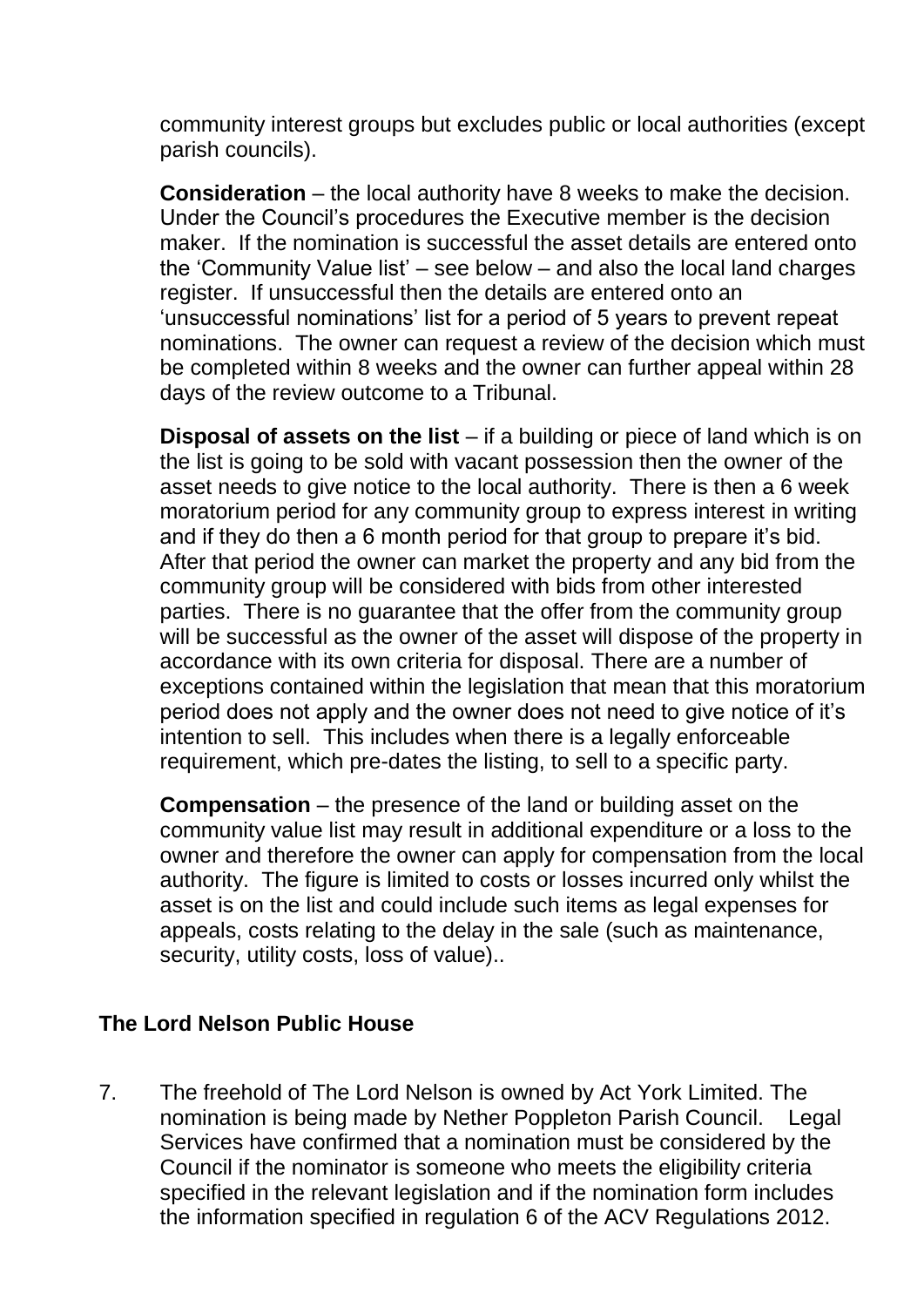community interest groups but excludes public or local authorities (except parish councils).

**Consideration** – the local authority have 8 weeks to make the decision. Under the Council's procedures the Executive member is the decision maker. If the nomination is successful the asset details are entered onto the 'Community Value list' – see below – and also the local land charges register. If unsuccessful then the details are entered onto an 'unsuccessful nominations' list for a period of 5 years to prevent repeat nominations. The owner can request a review of the decision which must be completed within 8 weeks and the owner can further appeal within 28 days of the review outcome to a Tribunal.

**Disposal of assets on the list** – if a building or piece of land which is on the list is going to be sold with vacant possession then the owner of the asset needs to give notice to the local authority. There is then a 6 week moratorium period for any community group to express interest in writing and if they do then a 6 month period for that group to prepare it's bid. After that period the owner can market the property and any bid from the community group will be considered with bids from other interested parties. There is no guarantee that the offer from the community group will be successful as the owner of the asset will dispose of the property in accordance with its own criteria for disposal. There are a number of exceptions contained within the legislation that mean that this moratorium period does not apply and the owner does not need to give notice of it's intention to sell. This includes when there is a legally enforceable requirement, which pre-dates the listing, to sell to a specific party.

**Compensation** – the presence of the land or building asset on the community value list may result in additional expenditure or a loss to the owner and therefore the owner can apply for compensation from the local authority. The figure is limited to costs or losses incurred only whilst the asset is on the list and could include such items as legal expenses for appeals, costs relating to the delay in the sale (such as maintenance, security, utility costs, loss of value)..

## The Lord Nelson Public House

7. The freehold of The Lord Nelson is owned by Act York Limited. The nomination is being made by Nether Poppleton Parish Council. Legal Services have confirmed that a nomination must be considered by the Council if the nominator is someone who meets the eligibility criteria specified in the relevant legislation and if the nomination form includes the information specified in regulation 6 of the ACV Regulations 2012.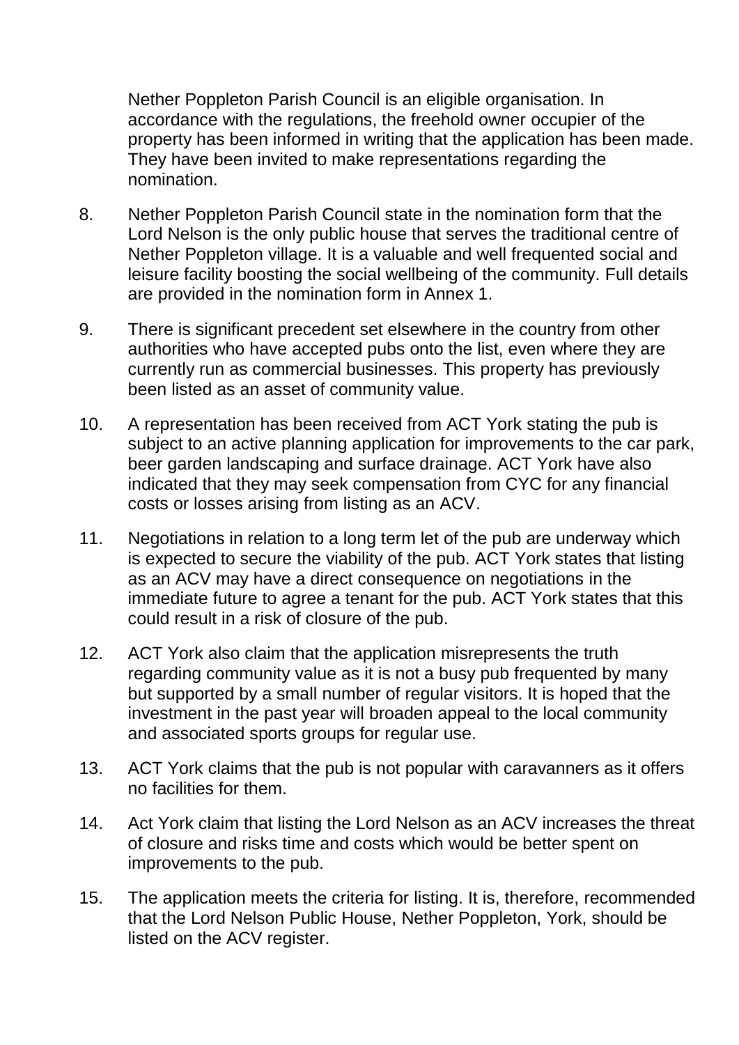Nether Poppleton Parish Council is an eligible organisation. In accordance with the regulations, the freehold owner occupier of the property has been informed in writing that the application has been made. They have been invited to make representations regarding the nomination.

8. Nether Poppleton Parish Council state in the nomination form that the Lord Nelson is the only public house that serves the traditional centre of Nether Poppleton village. It is a valuable and well frequented social and leisure facility boosting the social wellbeing of the community. Full details are provided in the nomination form in Annex 1.

9. There is significant precedent set elsewhere in the country from other authorities who have accepted pubs onto the list, even where they are currently run as commercial businesses. This property has previously been listed as an asset of community value.

10. A representation has been received from ACT York stating the pub is subject to an active planning application for improvements to the car park, beer garden landscaping and surface drainage. ACT York have also indicated that they may seek compensation from CYC for any financial costs or losses arising from listing as an ACV.

11. Negotiations in relation to a long term let of the pub are underway which is expected to secure the viability of the pub. ACT York states that listing as an ACV may have a direct consequence on negotiations in the immediate future to agree a tenant for the pub. ACT York states that this could result in a risk of closure of the pub.

12. ACT York also claim that the application misrepresents the truth regarding community value as it is not a busy pub frequented by many but supported by a small number of regular visitors. It is hoped that the investment in the past year will broaden appeal to the local community and associated sports groups for regular use.

13. ACT York claims that the pub is not popular with caravanners as it offers no facilities for them.

14. Act York claim that listing the Lord Nelson as an ACV increases the threat of closure and risks time and costs which would be better spent on improvements to the pub.

15. The application meets the criteria for listing. It is, therefore, recommended that the Lord Nelson Public House, Nether Poppleton, York, should be listed on the ACV register.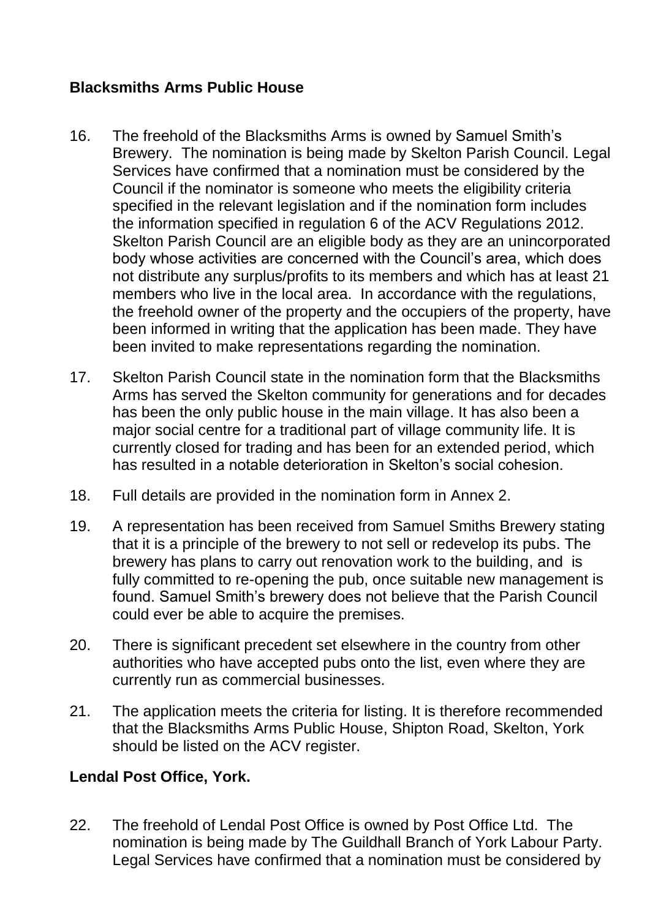**Blacksmiths Arms Public House**

16. The freehold of the Blacksmiths Arms is owned by Samuel Smith's Brewery. The nomination is being made by Skelton Parish Council. Legal Services have confirmed that a nomination must be considered by the Council if the nominator is someone who meets the eligibility criteria specified in the relevant legislation and if the nomination form includes the information specified in regulation 6 of the ACV Regulations 2012. Skelton Parish Council are an eligible body as they are an unincorporated body whose activities are concerned with the Council's area, which does not distribute any surplus/profits to its members and which has at least 21 members who live in the local area. In accordance with the regulations, the freehold owner of the property and the occupiers of the property, have been informed in writing that the application has been made. They have been invited to make representations regarding the nomination.

17. Skelton Parish Council state in the nomination form that the Blacksmiths Arms has served the Skelton community for generations and for decades has been the only public house in the main village. It has also been a major social centre for a traditional part of village community life. It is currently closed for trading and has been for an extended period, which has resulted in a notable deterioration in Skelton's social cohesion.

18. Full details are provided in the nomination form in Annex 2.

19. A representation has been received from Samuel Smiths Brewery stating that it is a principle of the brewery to not sell or redevelop its pubs. The brewery has plans to carry out renovation work to the building, and is fully committed to re-opening the pub, once suitable new management is found. Samuel Smith's brewery does not believe that the Parish Council could ever be able to acquire the premises.

20. There is significant precedent set elsewhere in the country from other authorities who have accepted pubs onto the list, even where they are currently run as commercial businesses.

21. The application meets the criteria for listing. It is therefore recommended that the Blacksmiths Arms Public House, Shipton Road, Skelton, York should be listed on the ACV register.

**Lendal Post Office, York.**

22. The freehold of Lendal Post Office is owned by Post Office Ltd. The nomination is being made by The Guildhall Branch of York Labour Party. Legal Services have confirmed that a nomination must be considered by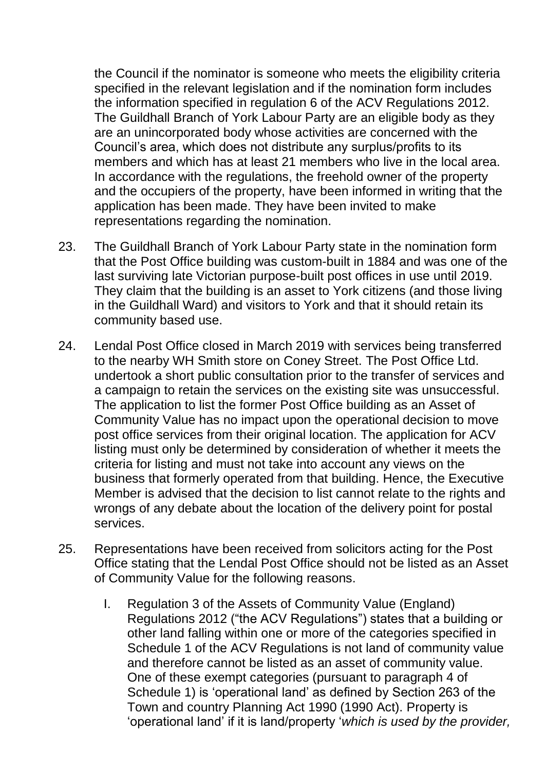the Council if the nominator is someone who meets the eligibility criteria specified in the relevant legislation and if the nomination form includes the information specified in regulation 6 of the ACV Regulations 2012. The Guildhall Branch of York Labour Party are an eligible body as they are an unincorporated body whose activities are concerned with the Council's area, which does not distribute any surplus/profits to its members and which has at least 21 members who live in the local area. In accordance with the regulations, the freehold owner of the property and the occupiers of the property, have been informed in writing that the application has been made. They have been invited to make representations regarding the nomination.

23. The Guildhall Branch of York Labour Party state in the nomination form that the Post Office building was custom-built in 1884 and was one of the last surviving late Victorian purpose-built post offices in use until 2019. They claim that the building is an asset to York citizens (and those living in the Guildhall Ward) and visitors to York and that it should retain its community based use.

24. Lendal Post Office closed in March 2019 with services being transferred to the nearby WH Smith store on Coney Street. The Post Office Ltd. undertook a short public consultation prior to the transfer of services and a campaign to retain the services on the existing site was unsuccessful. The application to list the former Post Office building as an Asset of Community Value has no impact upon the operational decision to move post office services from their original location. The application for ACV listing must only be determined by consideration of whether it meets the criteria for listing and must not take into account any views on the business that formerly operated from that building. Hence, the Executive Member is advised that the decision to list cannot relate to the rights and wrongs of any debate about the location of the delivery point for postal services.

25. Representations have been received from solicitors acting for the Post Office stating that the Lendal Post Office should not be listed as an Asset of Community Value for the following reasons.

    I. Regulation 3 of the Assets of Community Value (England) Regulations 2012 ("the ACV Regulations") states that a building or other land falling within one or more of the categories specified in Schedule 1 of the ACV Regulations is not land of community value and therefore cannot be listed as an asset of community value. One of these exempt categories (pursuant to paragraph 4 of Schedule 1) is 'operational land' as defined by Section 263 of the Town and country Planning Act 1990 (1990 Act). Property is 'operational land' if it is land/property '*which is used by the provider,*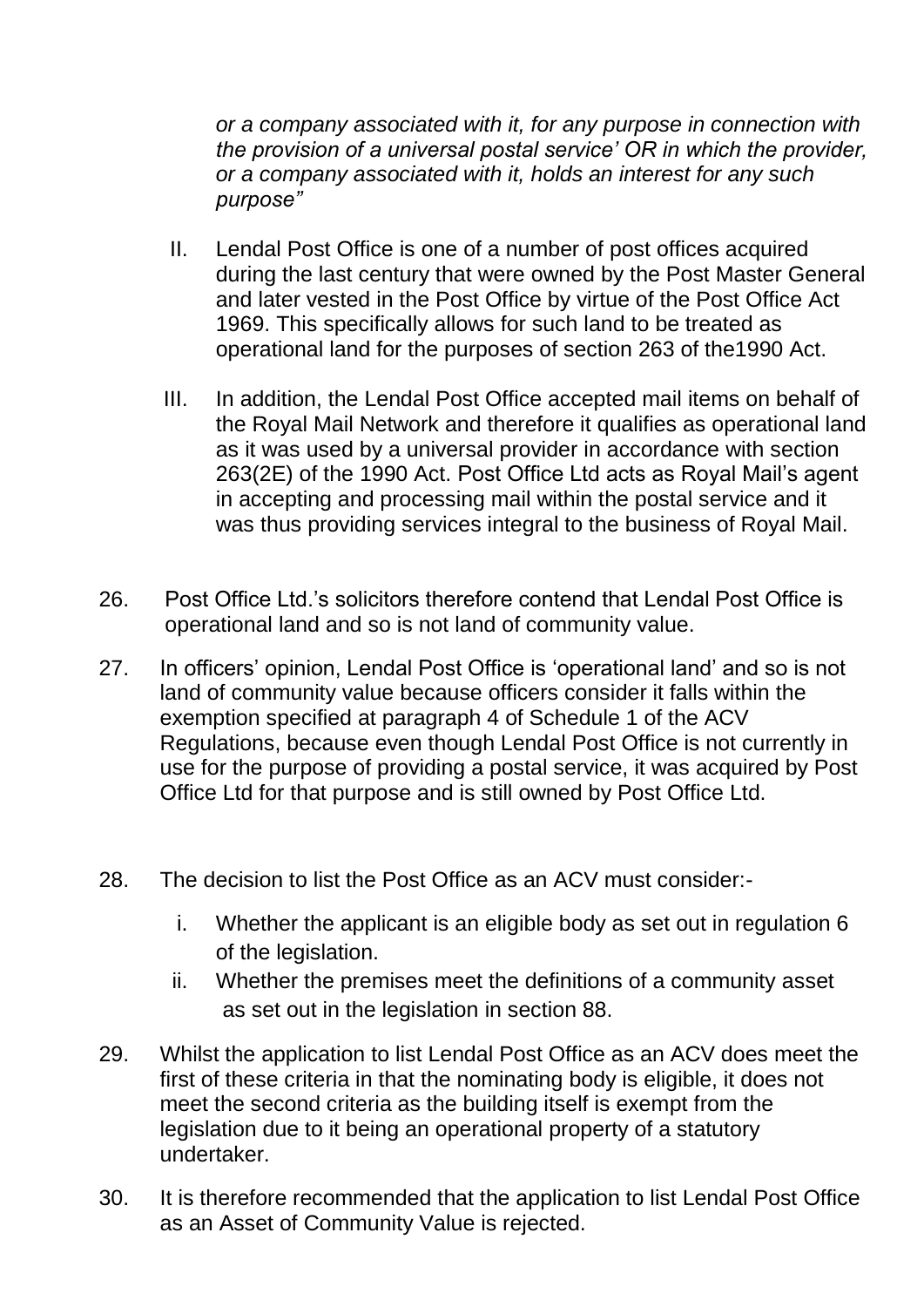*or a company associated with it, for any purpose in connection with the provision of a universal postal service' OR in which the provider, or a company associated with it, holds an interest for any such purpose"*

II. Lendal Post Office is one of a number of post offices acquired during the last century that were owned by the Post Master General and later vested in the Post Office by virtue of the Post Office Act 1969. This specifically allows for such land to be treated as operational land for the purposes of section 263 of the1990 Act.

III. In addition, the Lendal Post Office accepted mail items on behalf of the Royal Mail Network and therefore it qualifies as operational land as it was used by a universal provider in accordance with section 263(2E) of the 1990 Act. Post Office Ltd acts as Royal Mail's agent in accepting and processing mail within the postal service and it was thus providing services integral to the business of Royal Mail.

26. Post Office Ltd.'s solicitors therefore contend that Lendal Post Office is operational land and so is not land of community value.

27. In officers' opinion, Lendal Post Office is 'operational land' and so is not land of community value because officers consider it falls within the exemption specified at paragraph 4 of Schedule 1 of the ACV Regulations, because even though Lendal Post Office is not currently in use for the purpose of providing a postal service, it was acquired by Post Office Ltd for that purpose and is still owned by Post Office Ltd.

28. The decision to list the Post Office as an ACV must consider:-

    i. Whether the applicant is an eligible body as set out in regulation 6 of the legislation.
    ii. Whether the premises meet the definitions of a community asset as set out in the legislation in section 88.

29. Whilst the application to list Lendal Post Office as an ACV does meet the first of these criteria in that the nominating body is eligible, it does not meet the second criteria as the building itself is exempt from the legislation due to it being an operational property of a statutory undertaker.

30. It is therefore recommended that the application to list Lendal Post Office as an Asset of Community Value is rejected.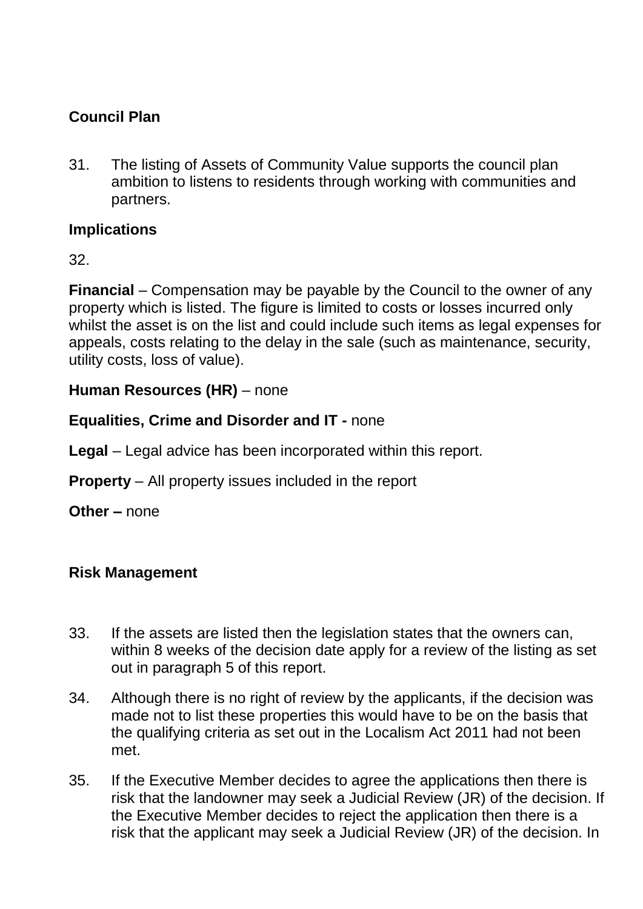## Council Plan

31. The listing of Assets of Community Value supports the council plan ambition to listens to residents through working with communities and partners.

## Implications

32.

**Financial** – Compensation may be payable by the Council to the owner of any property which is listed. The figure is limited to costs or losses incurred only whilst the asset is on the list and could include such items as legal expenses for appeals, costs relating to the delay in the sale (such as maintenance, security, utility costs, loss of value).

**Human Resources (HR)** – none

**Equalities, Crime and Disorder and IT -** none

**Legal** – Legal advice has been incorporated within this report.

**Property** – All property issues included in the report

**Other –** none

## Risk Management

33. If the assets are listed then the legislation states that the owners can, within 8 weeks of the decision date apply for a review of the listing as set out in paragraph 5 of this report.

34. Although there is no right of review by the applicants, if the decision was made not to list these properties this would have to be on the basis that the qualifying criteria as set out in the Localism Act 2011 had not been met.

35. If the Executive Member decides to agree the applications then there is risk that the landowner may seek a Judicial Review (JR) of the decision. If the Executive Member decides to reject the application then there is a risk that the applicant may seek a Judicial Review (JR) of the decision. In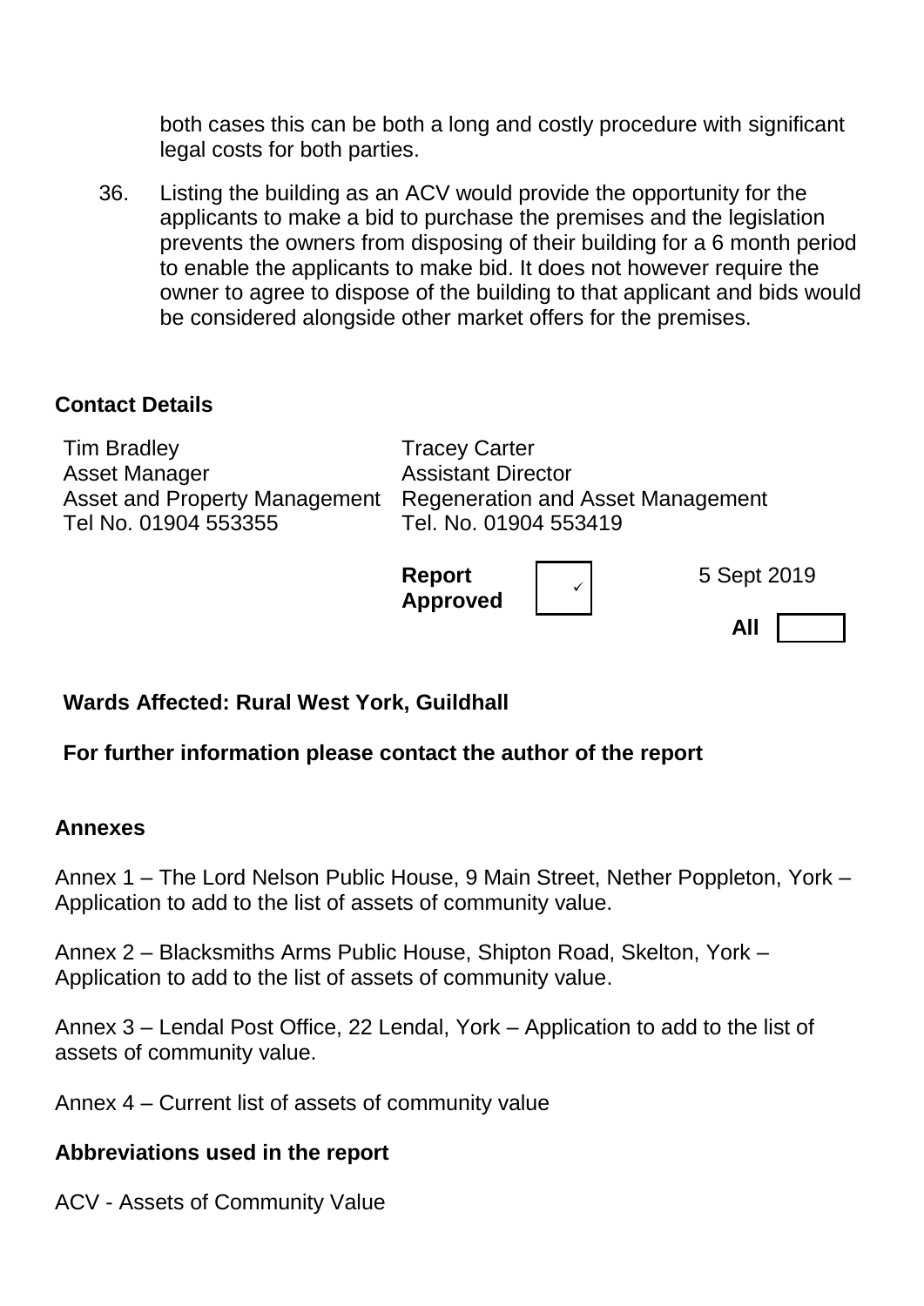both cases this can be both a long and costly procedure with significant legal costs for both parties.

36. Listing the building as an ACV would provide the opportunity for the applicants to make a bid to purchase the premises and the legislation prevents the owners from disposing of their building for a 6 month period to enable the applicants to make bid. It does not however require the owner to agree to dispose of the building to that applicant and bids would be considered alongside other market offers for the premises.

**Contact Details**

| | |
|---|---|
| Tim Bradley<br>Asset Manager<br>Asset and Property Management<br>Tel No. 01904 553355 | Tracey Carter<br>Assistant Director<br>Regeneration and Asset Management<br>Tel. No. 01904 553419 |

| | | |
|---|---|---|
| **Report Approved** | ✓ | 5 Sept 2019 |
| | **All** | |

**Wards Affected: Rural West York, Guildhall**

**For further information please contact the author of the report**

**Annexes**

Annex 1 – The Lord Nelson Public House, 9 Main Street, Nether Poppleton, York – Application to add to the list of assets of community value.

Annex 2 – Blacksmiths Arms Public House, Shipton Road, Skelton, York – Application to add to the list of assets of community value.

Annex 3 – Lendal Post Office, 22 Lendal, York – Application to add to the list of assets of community value.

Annex 4 – Current list of assets of community value

**Abbreviations used in the report**

ACV - Assets of Community Value